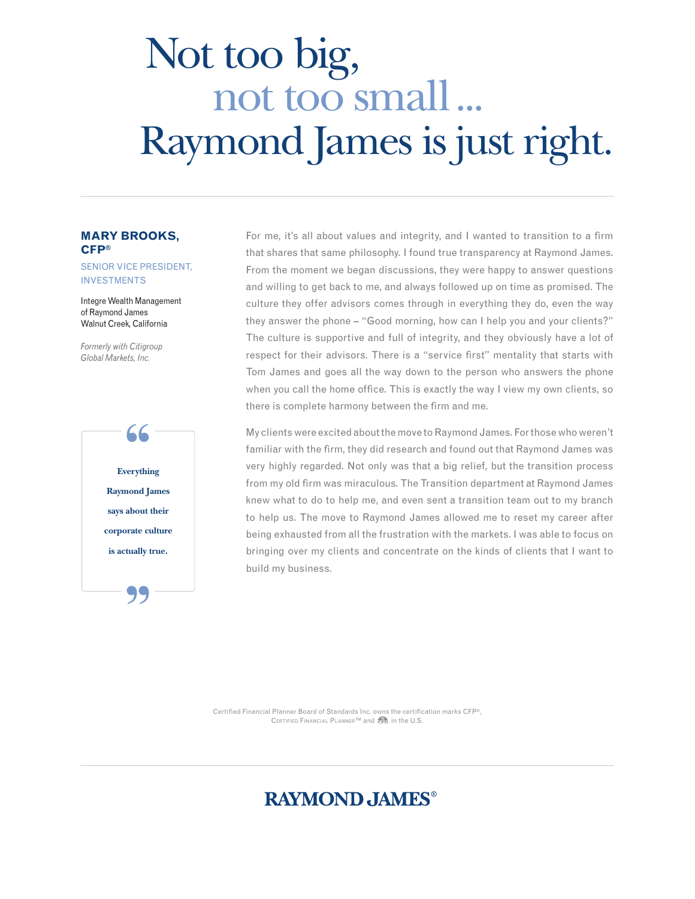# Not too big, not too small ... Raymond James is just right.

**MARY BROOKS, CFP®**

SENIOR VICE PRESIDENT, INVESTMENTS

Integre Wealth Management
of Raymond James
Walnut Creek, California

*Formerly with Citigroup Global Markets, Inc.*

> **Everything Raymond James says about their corporate culture is actually true.**

For me, it's all about values and integrity, and I wanted to transition to a firm that shares that same philosophy. I found true transparency at Raymond James. From the moment we began discussions, they were happy to answer questions and willing to get back to me, and always followed up on time as promised. The culture they offer advisors comes through in everything they do, even the way they answer the phone – "Good morning, how can I help you and your clients?" The culture is supportive and full of integrity, and they obviously have a lot of respect for their advisors. There is a "service first" mentality that starts with Tom James and goes all the way down to the person who answers the phone when you call the home office. This is exactly the way I view my own clients, so there is complete harmony between the firm and me.

My clients were excited about the move to Raymond James. For those who weren't familiar with the firm, they did research and found out that Raymond James was very highly regarded. Not only was that a big relief, but the transition process from my old firm was miraculous. The Transition department at Raymond James knew what to do to help me, and even sent a transition team out to my branch to help us. The move to Raymond James allowed me to reset my career after being exhausted from all the frustration with the markets. I was able to focus on bringing over my clients and concentrate on the kinds of clients that I want to build my business.

Certified Financial Planner Board of Standards Inc. owns the certification marks CFP®, CERTIFIED FINANCIAL PLANNER™ and CFP (logo) in the U.S.

RAYMOND JAMES®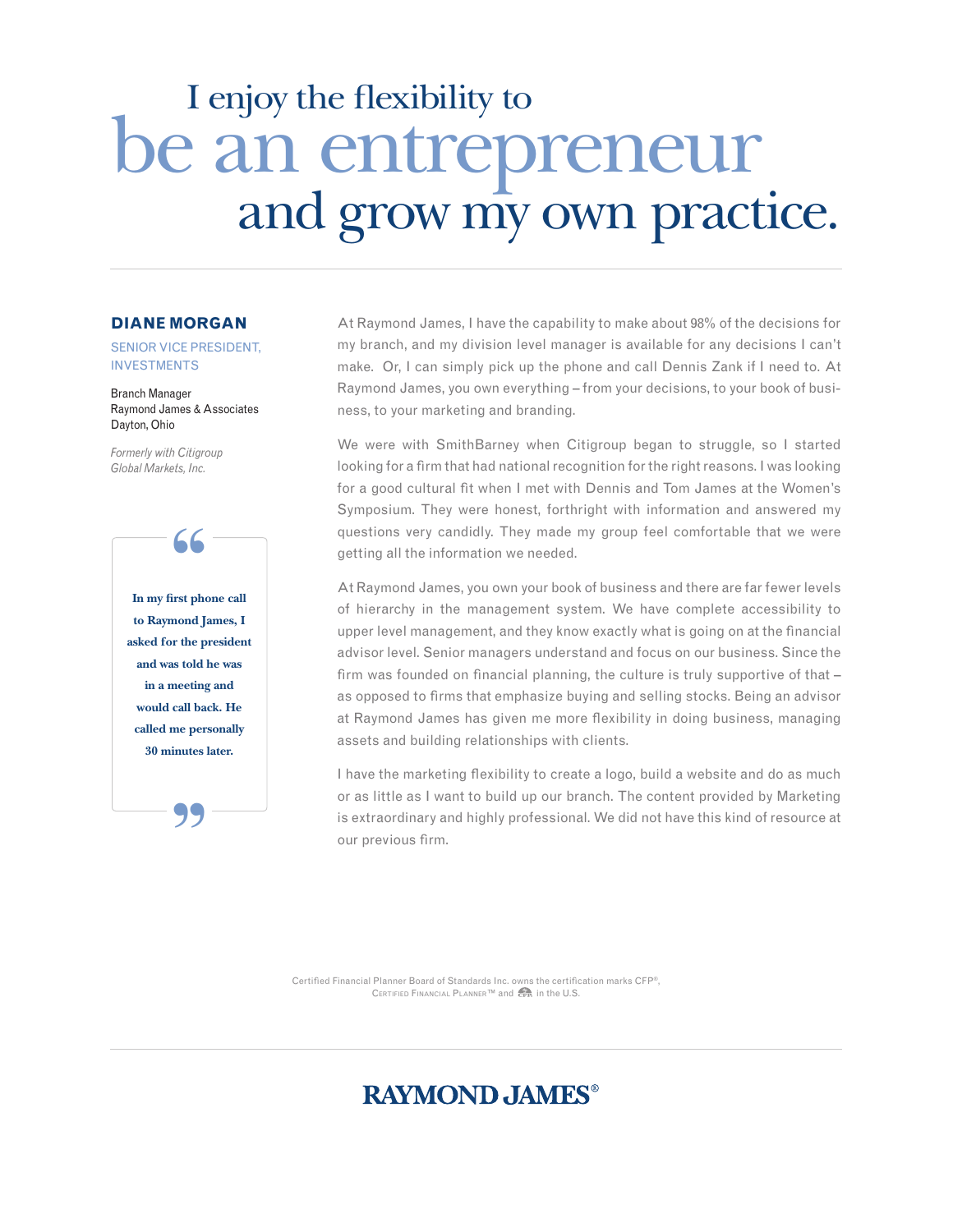# I enjoy the flexibility to be an entrepreneur and grow my own practice.

**DIANE MORGAN**

SENIOR VICE PRESIDENT, INVESTMENTS

Branch Manager
Raymond James & Associates
Dayton, Ohio

*Formerly with Citigroup Global Markets, Inc.*

> **In my first phone call to Raymond James, I asked for the president and was told he was in a meeting and would call back. He called me personally 30 minutes later.**

At Raymond James, I have the capability to make about 98% of the decisions for my branch, and my division level manager is available for any decisions I can't make. Or, I can simply pick up the phone and call Dennis Zank if I need to. At Raymond James, you own everything – from your decisions, to your book of business, to your marketing and branding.

We were with SmithBarney when Citigroup began to struggle, so I started looking for a firm that had national recognition for the right reasons. I was looking for a good cultural fit when I met with Dennis and Tom James at the Women's Symposium. They were honest, forthright with information and answered my questions very candidly. They made my group feel comfortable that we were getting all the information we needed.

At Raymond James, you own your book of business and there are far fewer levels of hierarchy in the management system. We have complete accessibility to upper level management, and they know exactly what is going on at the financial advisor level. Senior managers understand and focus on our business. Since the firm was founded on financial planning, the culture is truly supportive of that – as opposed to firms that emphasize buying and selling stocks. Being an advisor at Raymond James has given me more flexibility in doing business, managing assets and building relationships with clients.

I have the marketing flexibility to create a logo, build a website and do as much or as little as I want to build up our branch. The content provided by Marketing is extraordinary and highly professional. We did not have this kind of resource at our previous firm.

Certified Financial Planner Board of Standards Inc. owns the certification marks CFP®, CERTIFIED FINANCIAL PLANNER™ and CFP (logo) in the U.S.

RAYMOND JAMES®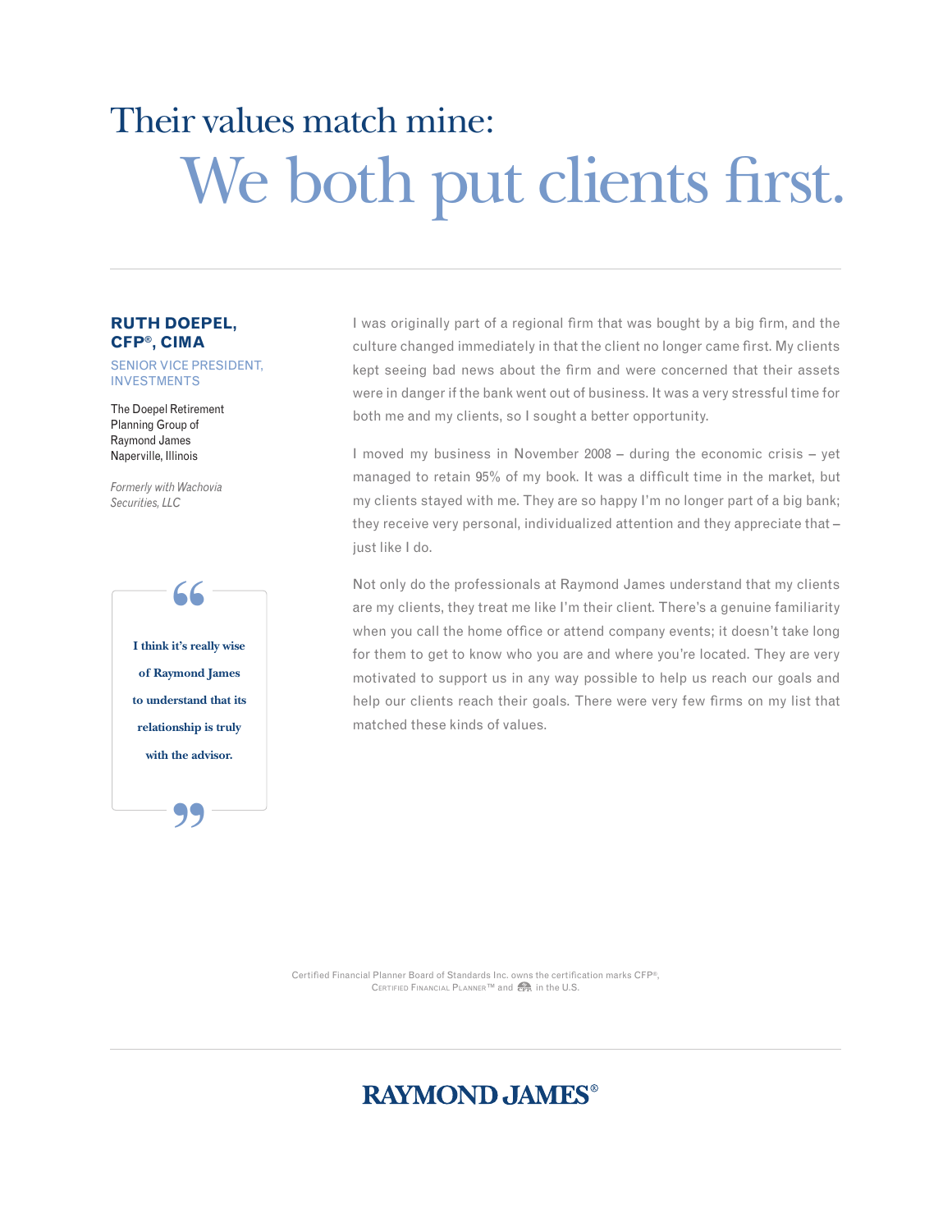# Their values match mine:

# We both put clients first.

---

**RUTH DOEPEL, CFP®, CIMA**

SENIOR VICE PRESIDENT, INVESTMENTS

The Doepel Retirement Planning Group of Raymond James
Naperville, Illinois

*Formerly with Wachovia Securities, LLC*

I was originally part of a regional firm that was bought by a big firm, and the culture changed immediately in that the client no longer came first. My clients kept seeing bad news about the firm and were concerned that their assets were in danger if the bank went out of business. It was a very stressful time for both me and my clients, so I sought a better opportunity.

I moved my business in November 2008 – during the economic crisis – yet managed to retain 95% of my book. It was a difficult time in the market, but my clients stayed with me. They are so happy I'm no longer part of a big bank; they receive very personal, individualized attention and they appreciate that – just like I do.

Not only do the professionals at Raymond James understand that my clients are my clients, they treat me like I'm their client. There's a genuine familiarity when you call the home office or attend company events; it doesn't take long for them to get to know who you are and where you're located. They are very motivated to support us in any way possible to help us reach our goals and help our clients reach their goals. There were very few firms on my list that matched these kinds of values.

> **"I think it's really wise of Raymond James to understand that its relationship is truly with the advisor."**

Certified Financial Planner Board of Standards Inc. owns the certification marks CFP®, CERTIFIED FINANCIAL PLANNER™ and CFP (logo) in the U.S.

---

**RAYMOND JAMES®**